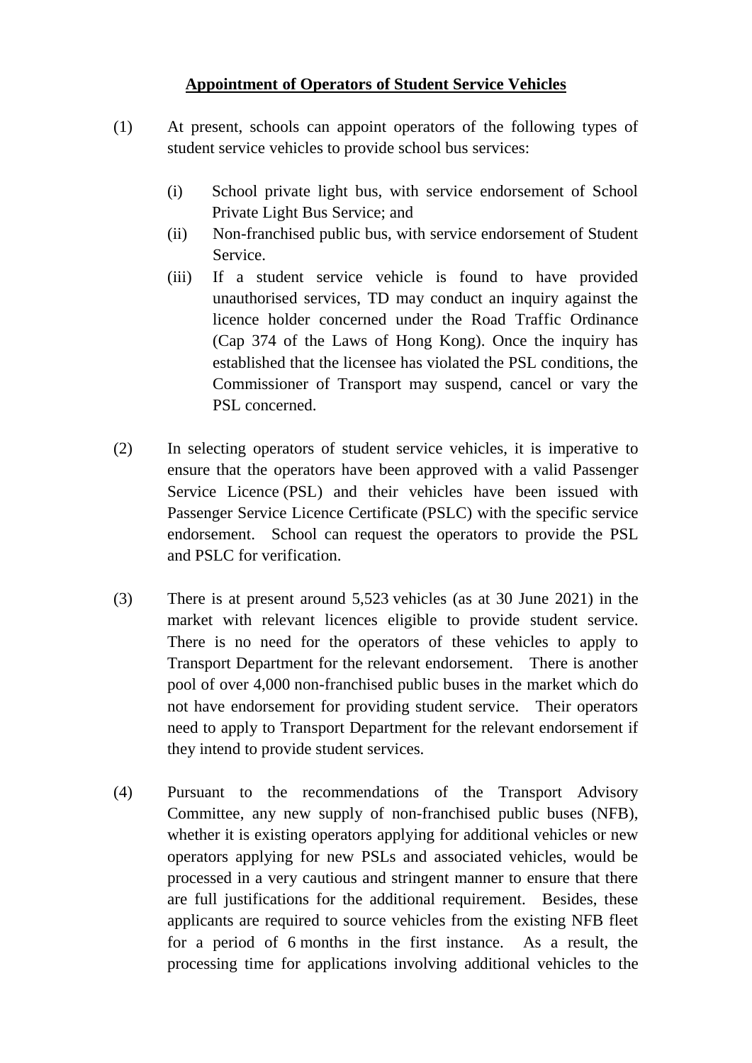**<u>Appointment of Operators of Student Service Vehicles</u>**

(1) At present, schools can appoint operators of the following types of student service vehicles to provide school bus services:

   (i) School private light bus, with service endorsement of School Private Light Bus Service; and
   (ii) Non-franchised public bus, with service endorsement of Student Service.
   (iii) If a student service vehicle is found to have provided unauthorised services, TD may conduct an inquiry against the licence holder concerned under the Road Traffic Ordinance (Cap 374 of the Laws of Hong Kong). Once the inquiry has established that the licensee has violated the PSL conditions, the Commissioner of Transport may suspend, cancel or vary the PSL concerned.

(2) In selecting operators of student service vehicles, it is imperative to ensure that the operators have been approved with a valid Passenger Service Licence (PSL) and their vehicles have been issued with Passenger Service Licence Certificate (PSLC) with the specific service endorsement. School can request the operators to provide the PSL and PSLC for verification.

(3) There is at present around 5,523 vehicles (as at 30 June 2021) in the market with relevant licences eligible to provide student service. There is no need for the operators of these vehicles to apply to Transport Department for the relevant endorsement. There is another pool of over 4,000 non-franchised public buses in the market which do not have endorsement for providing student service. Their operators need to apply to Transport Department for the relevant endorsement if they intend to provide student services.

(4) Pursuant to the recommendations of the Transport Advisory Committee, any new supply of non-franchised public buses (NFB), whether it is existing operators applying for additional vehicles or new operators applying for new PSLs and associated vehicles, would be processed in a very cautious and stringent manner to ensure that there are full justifications for the additional requirement. Besides, these applicants are required to source vehicles from the existing NFB fleet for a period of 6 months in the first instance. As a result, the processing time for applications involving additional vehicles to the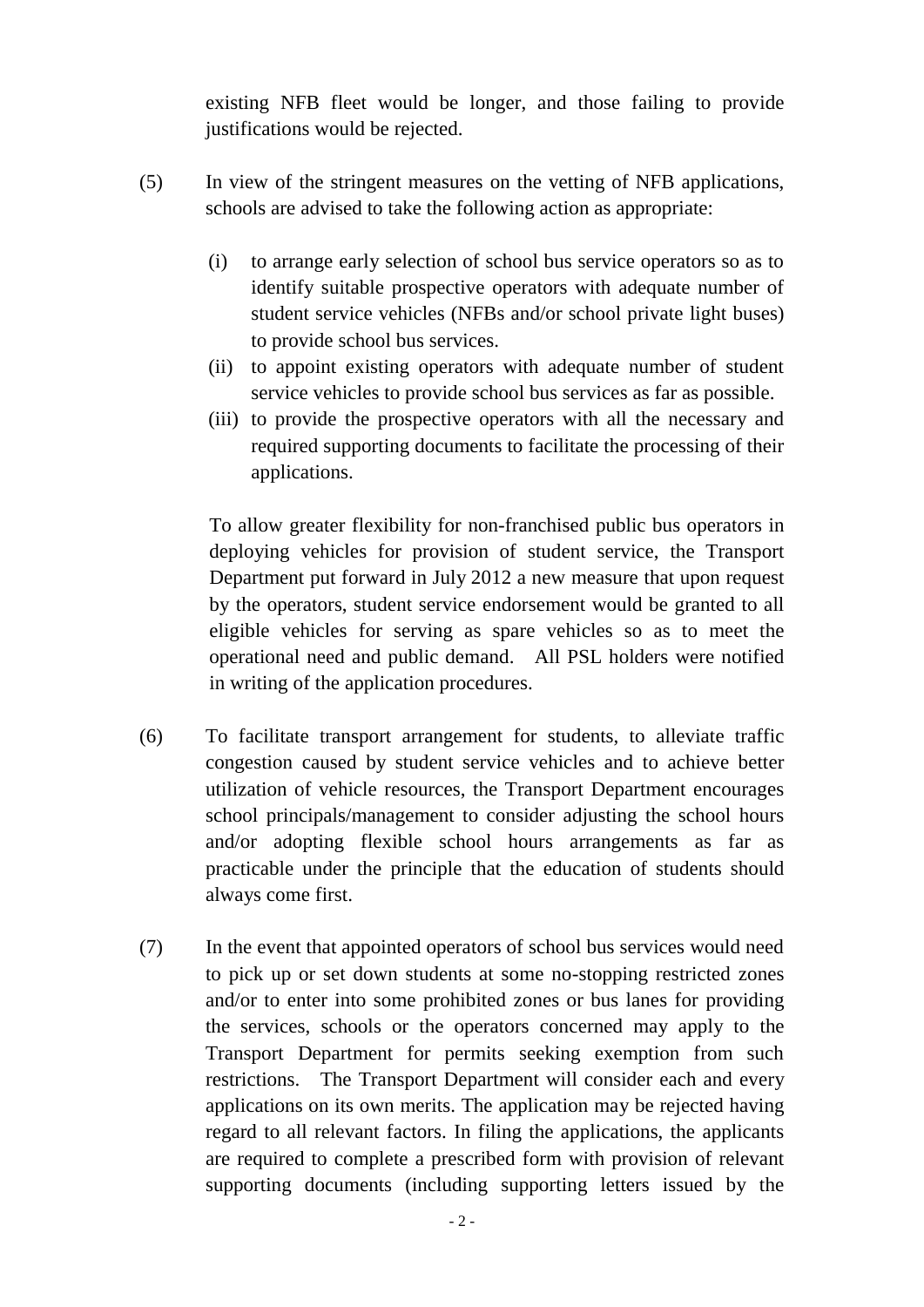existing NFB fleet would be longer, and those failing to provide justifications would be rejected.

(5) In view of the stringent measures on the vetting of NFB applications, schools are advised to take the following action as appropriate:

(i) to arrange early selection of school bus service operators so as to identify suitable prospective operators with adequate number of student service vehicles (NFBs and/or school private light buses) to provide school bus services.
(ii) to appoint existing operators with adequate number of student service vehicles to provide school bus services as far as possible.
(iii) to provide the prospective operators with all the necessary and required supporting documents to facilitate the processing of their applications.

To allow greater flexibility for non-franchised public bus operators in deploying vehicles for provision of student service, the Transport Department put forward in July 2012 a new measure that upon request by the operators, student service endorsement would be granted to all eligible vehicles for serving as spare vehicles so as to meet the operational need and public demand. All PSL holders were notified in writing of the application procedures.

(6) To facilitate transport arrangement for students, to alleviate traffic congestion caused by student service vehicles and to achieve better utilization of vehicle resources, the Transport Department encourages school principals/management to consider adjusting the school hours and/or adopting flexible school hours arrangements as far as practicable under the principle that the education of students should always come first.

(7) In the event that appointed operators of school bus services would need to pick up or set down students at some no-stopping restricted zones and/or to enter into some prohibited zones or bus lanes for providing the services, schools or the operators concerned may apply to the Transport Department for permits seeking exemption from such restrictions. The Transport Department will consider each and every applications on its own merits. The application may be rejected having regard to all relevant factors. In filing the applications, the applicants are required to complete a prescribed form with provision of relevant supporting documents (including supporting letters issued by the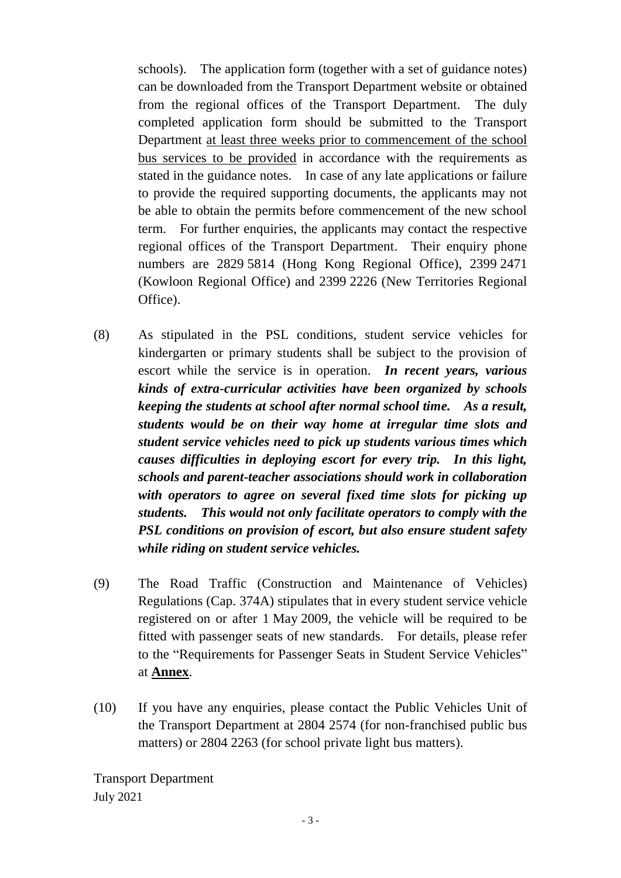schools). The application form (together with a set of guidance notes) can be downloaded from the Transport Department website or obtained from the regional offices of the Transport Department. The duly completed application form should be submitted to the Transport Department <u>at least three weeks prior to commencement of the school bus services to be provided</u> in accordance with the requirements as stated in the guidance notes. In case of any late applications or failure to provide the required supporting documents, the applicants may not be able to obtain the permits before commencement of the new school term. For further enquiries, the applicants may contact the respective regional offices of the Transport Department. Their enquiry phone numbers are 2829 5814 (Hong Kong Regional Office), 2399 2471 (Kowloon Regional Office) and 2399 2226 (New Territories Regional Office).

(8) As stipulated in the PSL conditions, student service vehicles for kindergarten or primary students shall be subject to the provision of escort while the service is in operation. ***In recent years, various kinds of extra-curricular activities have been organized by schools keeping the students at school after normal school time. As a result, students would be on their way home at irregular time slots and student service vehicles need to pick up students various times which causes difficulties in deploying escort for every trip. In this light, schools and parent-teacher associations should work in collaboration with operators to agree on several fixed time slots for picking up students. This would not only facilitate operators to comply with the PSL conditions on provision of escort, but also ensure student safety while riding on student service vehicles.***

(9) The Road Traffic (Construction and Maintenance of Vehicles) Regulations (Cap. 374A) stipulates that in every student service vehicle registered on or after 1 May 2009, the vehicle will be required to be fitted with passenger seats of new standards. For details, please refer to the "Requirements for Passenger Seats in Student Service Vehicles" at <u>**Annex**</u>.

(10) If you have any enquiries, please contact the Public Vehicles Unit of the Transport Department at 2804 2574 (for non-franchised public bus matters) or 2804 2263 (for school private light bus matters).

Transport Department
July 2021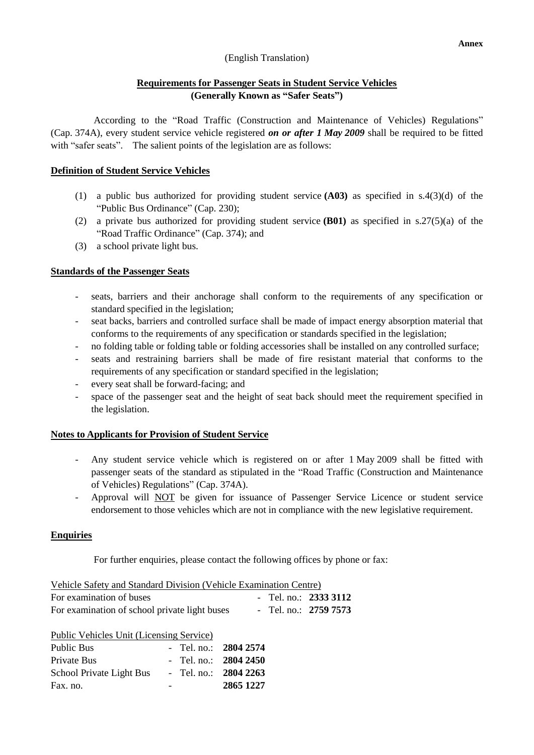**Annex**

(English Translation)

## Requirements for Passenger Seats in Student Service Vehicles (Generally Known as "Safer Seats")

According to the "Road Traffic (Construction and Maintenance of Vehicles) Regulations" (Cap. 374A), every student service vehicle registered ***on or after 1 May 2009*** shall be required to be fitted with "safer seats". The salient points of the legislation are as follows:

### Definition of Student Service Vehicles

(1) a public bus authorized for providing student service **(A03)** as specified in s.4(3)(d) of the "Public Bus Ordinance" (Cap. 230);

(2) a private bus authorized for providing student service **(B01)** as specified in s.27(5)(a) of the "Road Traffic Ordinance" (Cap. 374); and

(3) a school private light bus.

### Standards of the Passenger Seats

- seats, barriers and their anchorage shall conform to the requirements of any specification or standard specified in the legislation;
- seat backs, barriers and controlled surface shall be made of impact energy absorption material that conforms to the requirements of any specification or standards specified in the legislation;
- no folding table or folding table or folding accessories shall be installed on any controlled surface;
- seats and restraining barriers shall be made of fire resistant material that conforms to the requirements of any specification or standard specified in the legislation;
- every seat shall be forward-facing; and
- space of the passenger seat and the height of seat back should meet the requirement specified in the legislation.

### Notes to Applicants for Provision of Student Service

- Any student service vehicle which is registered on or after 1 May 2009 shall be fitted with passenger seats of the standard as stipulated in the "Road Traffic (Construction and Maintenance of Vehicles) Regulations" (Cap. 374A).
- Approval will NOT be given for issuance of Passenger Service Licence or student service endorsement to those vehicles which are not in compliance with the new legislative requirement.

### Enquiries

For further enquiries, please contact the following offices by phone or fax:

Vehicle Safety and Standard Division (Vehicle Examination Centre)

| | |
|---|---|
| For examination of buses | - Tel. no.: **2333 3112** |
| For examination of school private light buses | - Tel. no.: **2759 7573** |

Public Vehicles Unit (Licensing Service)

| | |
|---|---|
| Public Bus | - Tel. no.: **2804 2574** |
| Private Bus | - Tel. no.: **2804 2450** |
| School Private Light Bus | - Tel. no.: **2804 2263** |
| Fax. no. | - **2865 1227** |